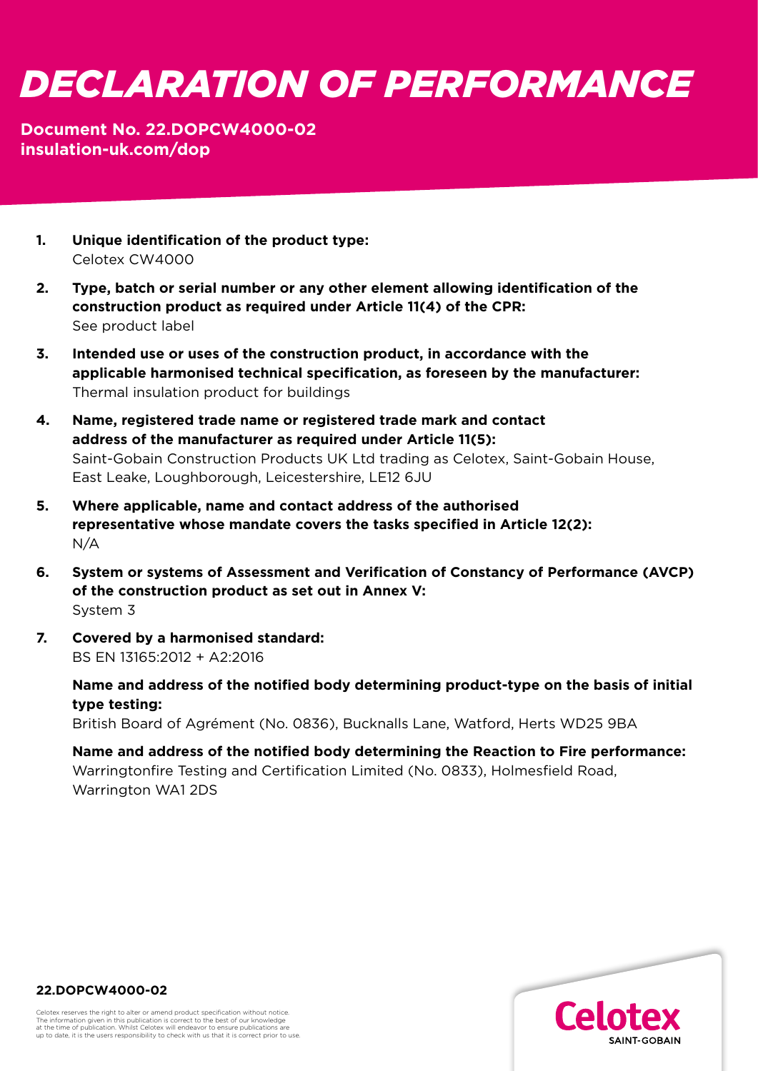# DECLARATION OF PERFORMANCE

**Document No. 22.DOPCW4000-02**
**insulation-uk.com/dop**

1. **Unique identification of the product type:**
   Celotex CW4000

2. **Type, batch or serial number or any other element allowing identification of the construction product as required under Article 11(4) of the CPR:**
   See product label

3. **Intended use or uses of the construction product, in accordance with the applicable harmonised technical specification, as foreseen by the manufacturer:**
   Thermal insulation product for buildings

4. **Name, registered trade name or registered trade mark and contact address of the manufacturer as required under Article 11(5):**
   Saint-Gobain Construction Products UK Ltd trading as Celotex, Saint-Gobain House, East Leake, Loughborough, Leicestershire, LE12 6JU

5. **Where applicable, name and contact address of the authorised representative whose mandate covers the tasks specified in Article 12(2):**
   N/A

6. **System or systems of Assessment and Verification of Constancy of Performance (AVCP) of the construction product as set out in Annex V:**
   System 3

7. **Covered by a harmonised standard:**
   BS EN 13165:2012 + A2:2016

   **Name and address of the notified body determining product-type on the basis of initial type testing:**
   British Board of Agrément (No. 0836), Bucknalls Lane, Watford, Herts WD25 9BA

   **Name and address of the notified body determining the Reaction to Fire performance:**
   Warringtonfire Testing and Certification Limited (No. 0833), Holmesfield Road, Warrington WA1 2DS

**22.DOPCW4000-02**

Celotex reserves the right to alter or amend product specification without notice. The information given in this publication is correct to the best of our knowledge at the time of publication. Whilst Celotex will endeavor to ensure publications are up to date, it is the users responsibility to check with us that it is correct prior to use.

Celotex SAINT-GOBAIN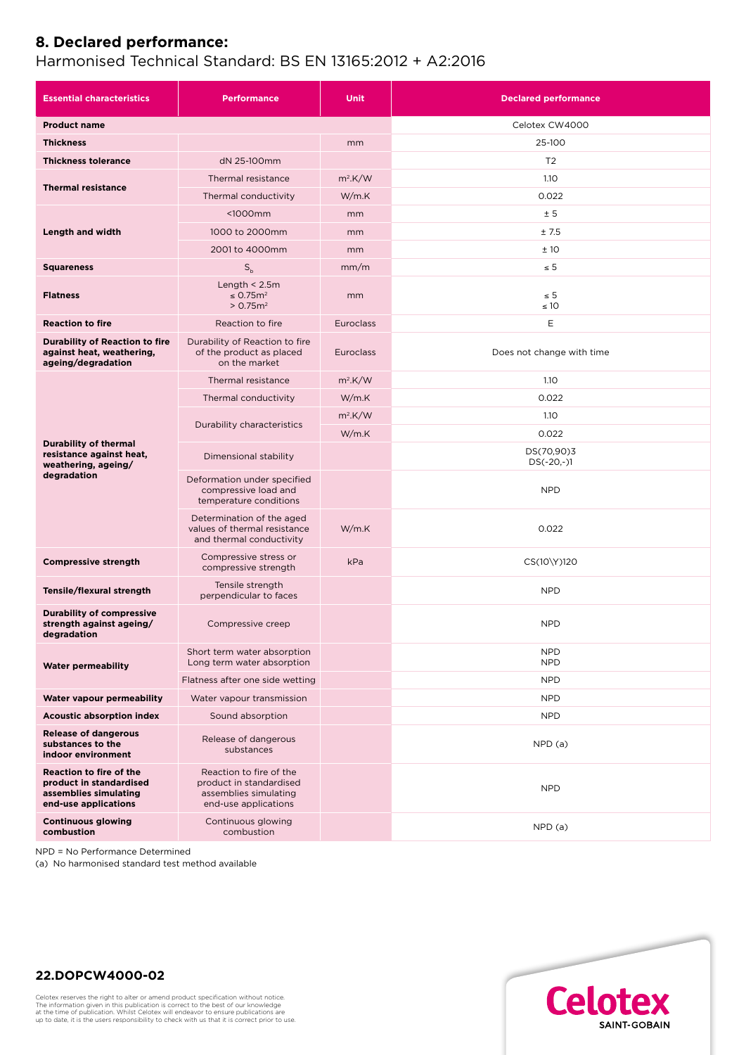## 8. Declared performance:

Harmonised Technical Standard: BS EN 13165:2012 + A2:2016

| Essential characteristics | Performance | Unit | Declared performance |
|---|---|---|---|
| **Product name** | | | Celotex CW4000 |
| **Thickness** | | mm | 25-100 |
| **Thickness tolerance** | dN 25-100mm | | T2 |
| **Thermal resistance** | Thermal resistance | $m^2.K/W$ | 1.10 |
| | Thermal conductivity | W/m.K | 0.022 |
| **Length and width** | <1000mm | mm | ± 5 |
| | 1000 to 2000mm | mm | ± 7.5 |
| | 2001 to 4000mm | mm | ± 10 |
| **Squareness** | $S_b$ | mm/m | ≤ 5 |
| **Flatness** | Length < 2.5m<br>≤ $0.75m^2$<br>> $0.75m^2$ | mm | ≤ 5<br>≤ 10 |
| **Reaction to fire** | Reaction to fire | Euroclass | E |
| **Durability of Reaction to fire against heat, weathering, ageing/degradation** | Durability of Reaction to fire of the product as placed on the market | Euroclass | Does not change with time |
| **Durability of thermal resistance against heat, weathering, ageing/ degradation** | Thermal resistance | $m^2.K/W$ | 1.10 |
| | Thermal conductivity | W/m.K | 0.022 |
| | Durability characteristics | $m^2.K/W$ | 1.10 |
| | | W/m.K | 0.022 |
| | Dimensional stability | | DS(70,90)3<br>DS(-20,-)1 |
| | Deformation under specified compressive load and temperature conditions | | NPD |
| | Determination of the aged values of thermal resistance and thermal conductivity | W/m.K | 0.022 |
| **Compressive strength** | Compressive stress or compressive strength | kPa | CS(10\Y)120 |
| **Tensile/flexural strength** | Tensile strength perpendicular to faces | | NPD |
| **Durability of compressive strength against ageing/ degradation** | Compressive creep | | NPD |
| **Water permeability** | Short term water absorption<br>Long term water absorption | | NPD<br>NPD |
| | Flatness after one side wetting | | NPD |
| **Water vapour permeability** | Water vapour transmission | | NPD |
| **Acoustic absorption index** | Sound absorption | | NPD |
| **Release of dangerous substances to the indoor environment** | Release of dangerous substances | | NPD (a) |
| **Reaction to fire of the product in standardised assemblies simulating end-use applications** | Reaction to fire of the product in standardised assemblies simulating end-use applications | | NPD |
| **Continuous glowing combustion** | Continuous glowing combustion | | NPD (a) |

NPD = No Performance Determined

(a) No harmonised standard test method available

**22.DOPCW4000-02**

Celotex reserves the right to alter or amend product specification without notice. The information given in this publication is correct to the best of our knowledge at the time of publication. Whilst Celotex will endeavor to ensure publications are up to date, it is the users responsibility to check with us that it is correct prior to use.

Celotex SAINT-GOBAIN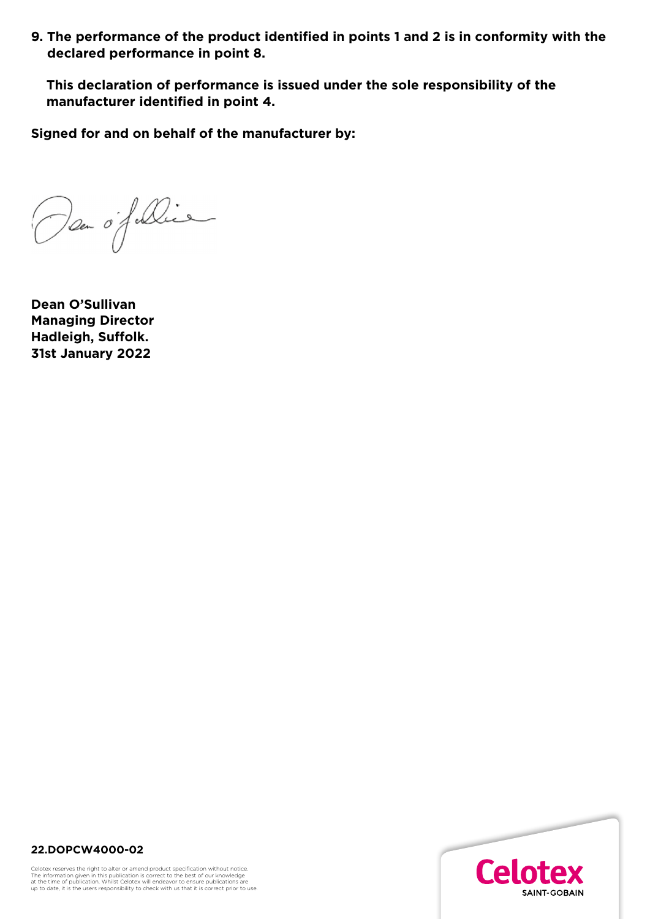**9. The performance of the product identified in points 1 and 2 is in conformity with the declared performance in point 8.**

**This declaration of performance is issued under the sole responsibility of the manufacturer identified in point 4.**

**Signed for and on behalf of the manufacturer by:**

**Dean O'Sullivan**
**Managing Director**
**Hadleigh, Suffolk.**
**31st January 2022**

**22.DOPCW4000-02**

Celotex reserves the right to alter or amend product specification without notice. The information given in this publication is correct to the best of our knowledge at the time of publication. Whilst Celotex will endeavor to ensure publications are up to date, it is the users responsibility to check with us that it is correct prior to use.

Celotex
SAINT-GOBAIN